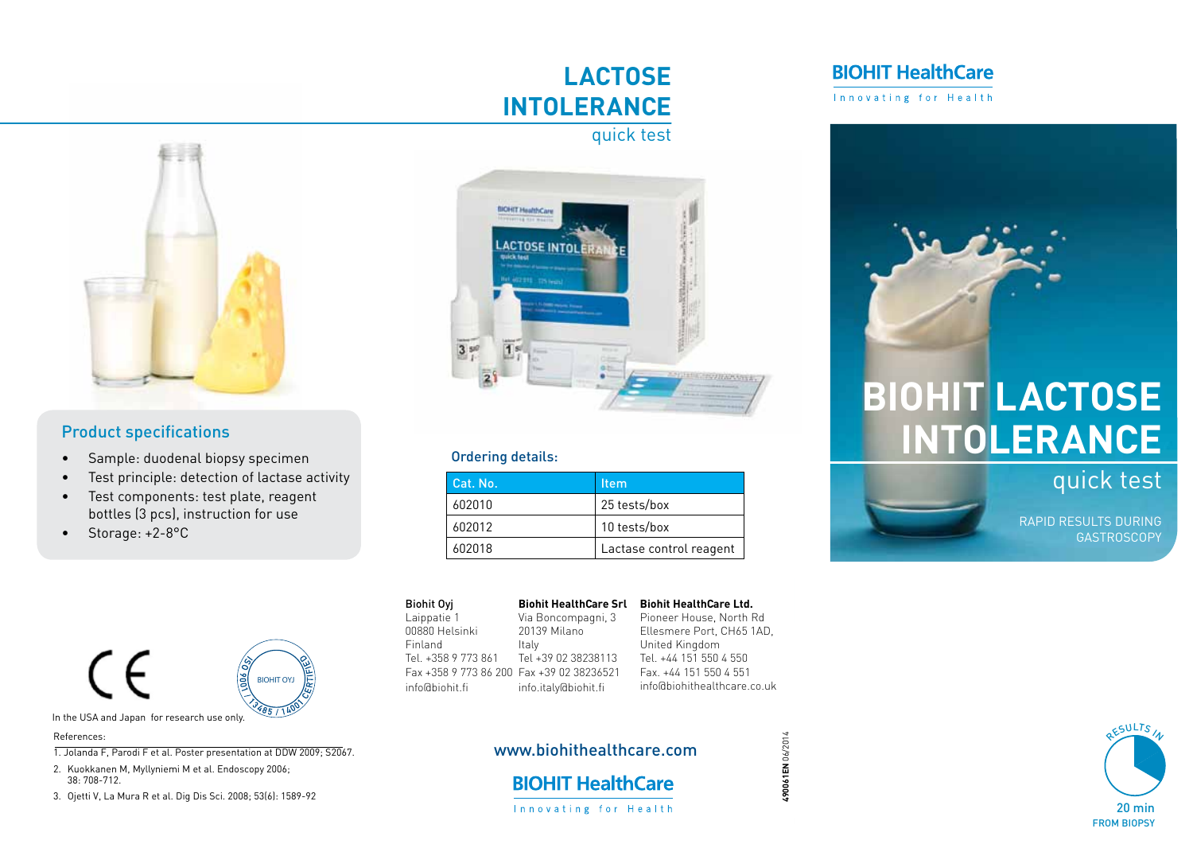# LACTOSE INTOLERANCE

quick test

## Product specifications

- Sample: duodenal biopsy specimen
- Test principle: detection of lactase activity
- Test components: test plate, reagent bottles (3 pcs), instruction for use
- Storage: +2-8°C

## Ordering details:

| Cat. No. | Item |
|---|---|
| 602010 | 25 tests/box |
| 602012 | 10 tests/box |
| 602018 | Lactase control reagent |

BIOHIT OYJ ISO 9001 / 13485 / 14001 CERTIFIED

In the USA and Japan for research use only.

References:

1. Jolanda F, Parodi F et al. Poster presentation at DDW 2009; S2067.
2. Kuokkanen M, Myllyniemi M et al. Endoscopy 2006; 38: 708-712.
3. Ojetti V, La Mura R et al. Dig Dis Sci. 2008; 53(6): 1589-92

**Biohit Oyj**
Laippatie 1
00880 Helsinki
Finland
Tel. +358 9 773 861
Fax +358 9 773 86 200
info@biohit.fi

**Biohit HealthCare Srl**
Via Boncompagni, 3
20139 Milano
Italy
Tel +39 02 38238113
Fax +39 02 38236521
info.italy@biohit.fi

**Biohit HealthCare Ltd.**
Pioneer House, North Rd
Ellesmere Port, CH65 1AD,
United Kingdom
Tel. +44 151 550 4 550
Fax. +44 151 550 4 551
info@biohithealthcare.co.uk

www.biohithealthcare.com

BIOHIT HealthCare

Innovating for Health

490061EN 06/2014

BIOHIT HealthCare

Innovating for Health

# BIOHIT LACTOSE INTOLERANCE

quick test

RAPID RESULTS DURING GASTROSCOPY

RESULTS IN 20 min FROM BIOPSY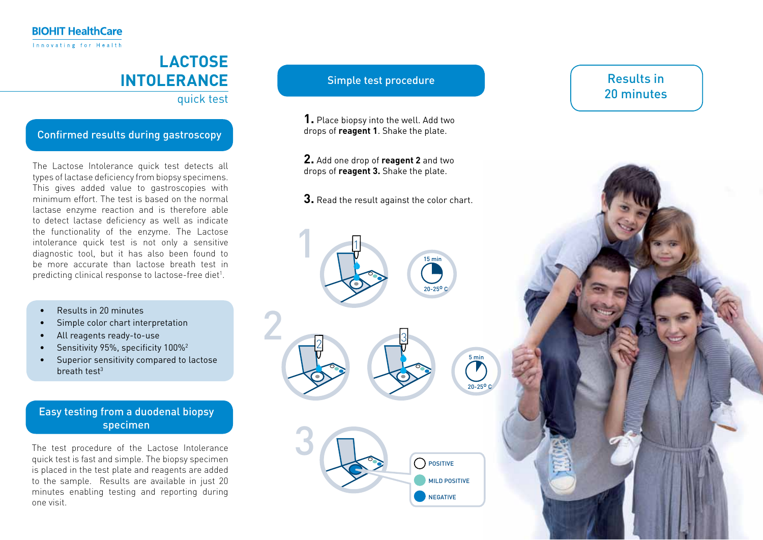BIOHIT HealthCare

Innovating for Health

# LACTOSE INTOLERANCE

quick test

## Confirmed results during gastroscopy

The Lactose Intolerance quick test detects all types of lactase deficiency from biopsy specimens. This gives added value to gastroscopies with minimum effort. The test is based on the normal lactase enzyme reaction and is therefore able to detect lactase deficiency as well as indicate the functionality of the enzyme. The Lactose intolerance quick test is not only a sensitive diagnostic tool, but it has also been found to be more accurate than lactose breath test in predicting clinical response to lactose-free diet[1].

- Results in 20 minutes
- Simple color chart interpretation
- All reagents ready-to-use
- Sensitivity 95%, specificity 100%[2]
- Superior sensitivity compared to lactose breath test[3]

## Easy testing from a duodenal biopsy specimen

The test procedure of the Lactose Intolerance quick test is fast and simple. The biopsy specimen is placed in the test plate and reagents are added to the sample. Results are available in just 20 minutes enabling testing and reporting during one visit.

## Simple test procedure

**1.** Place biopsy into the well. Add two drops of **reagent 1**. Shake the plate.

**2.** Add one drop of **reagent 2** and two drops of **reagent 3.** Shake the plate.

**3.** Read the result against the color chart.

1

15 min

20-25° C

2

5 min

20-25° C

3

POSITIVE

MILD POSITIVE

NEGATIVE

## Results in 20 minutes